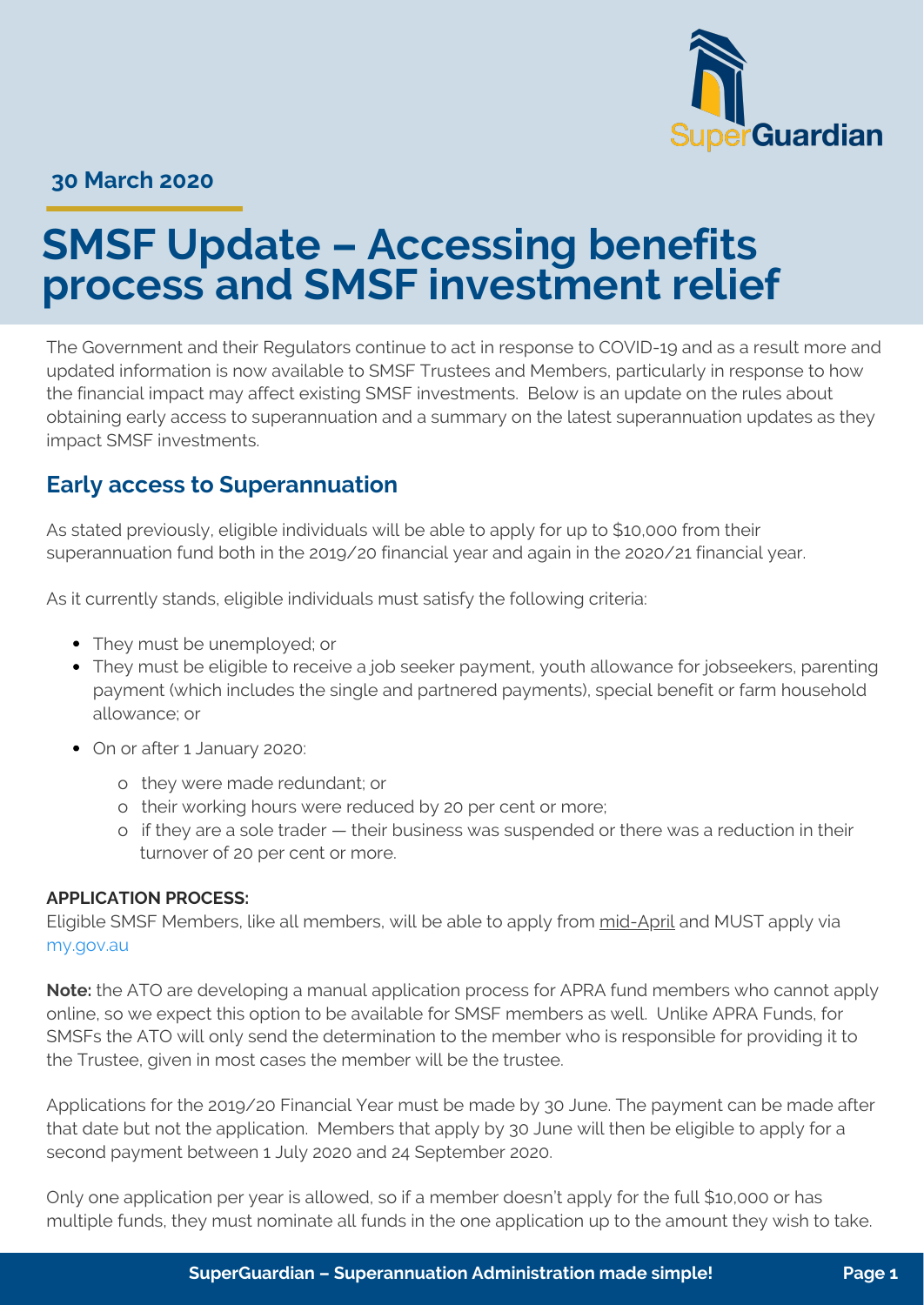**30 March 2020**

# SMSF Update – Accessing benefits process and SMSF investment relief

The Government and their Regulators continue to act in response to COVID-19 and as a result more and updated information is now available to SMSF Trustees and Members, particularly in response to how the financial impact may affect existing SMSF investments. Below is an update on the rules about obtaining early access to superannuation and a summary on the latest superannuation updates as they impact SMSF investments.

## Early access to Superannuation

As stated previously, eligible individuals will be able to apply for up to $10,000 from their superannuation fund both in the 2019/20 financial year and again in the 2020/21 financial year.

As it currently stands, eligible individuals must satisfy the following criteria:

- They must be unemployed; or
- They must be eligible to receive a job seeker payment, youth allowance for jobseekers, parenting payment (which includes the single and partnered payments), special benefit or farm household allowance; or
- On or after 1 January 2020:
  - they were made redundant; or
  - their working hours were reduced by 20 per cent or more;
  - if they are a sole trader — their business was suspended or there was a reduction in their turnover of 20 per cent or more.

**APPLICATION PROCESS:**
Eligible SMSF Members, like all members, will be able to apply from mid-April and MUST apply via my.gov.au

**Note:** the ATO are developing a manual application process for APRA fund members who cannot apply online, so we expect this option to be available for SMSF members as well. Unlike APRA Funds, for SMSFs the ATO will only send the determination to the member who is responsible for providing it to the Trustee, given in most cases the member will be the trustee.

Applications for the 2019/20 Financial Year must be made by 30 June. The payment can be made after that date but not the application. Members that apply by 30 June will then be eligible to apply for a second payment between 1 July 2020 and 24 September 2020.

Only one application per year is allowed, so if a member doesn't apply for the full $10,000 or has multiple funds, they must nominate all funds in the one application up to the amount they wish to take.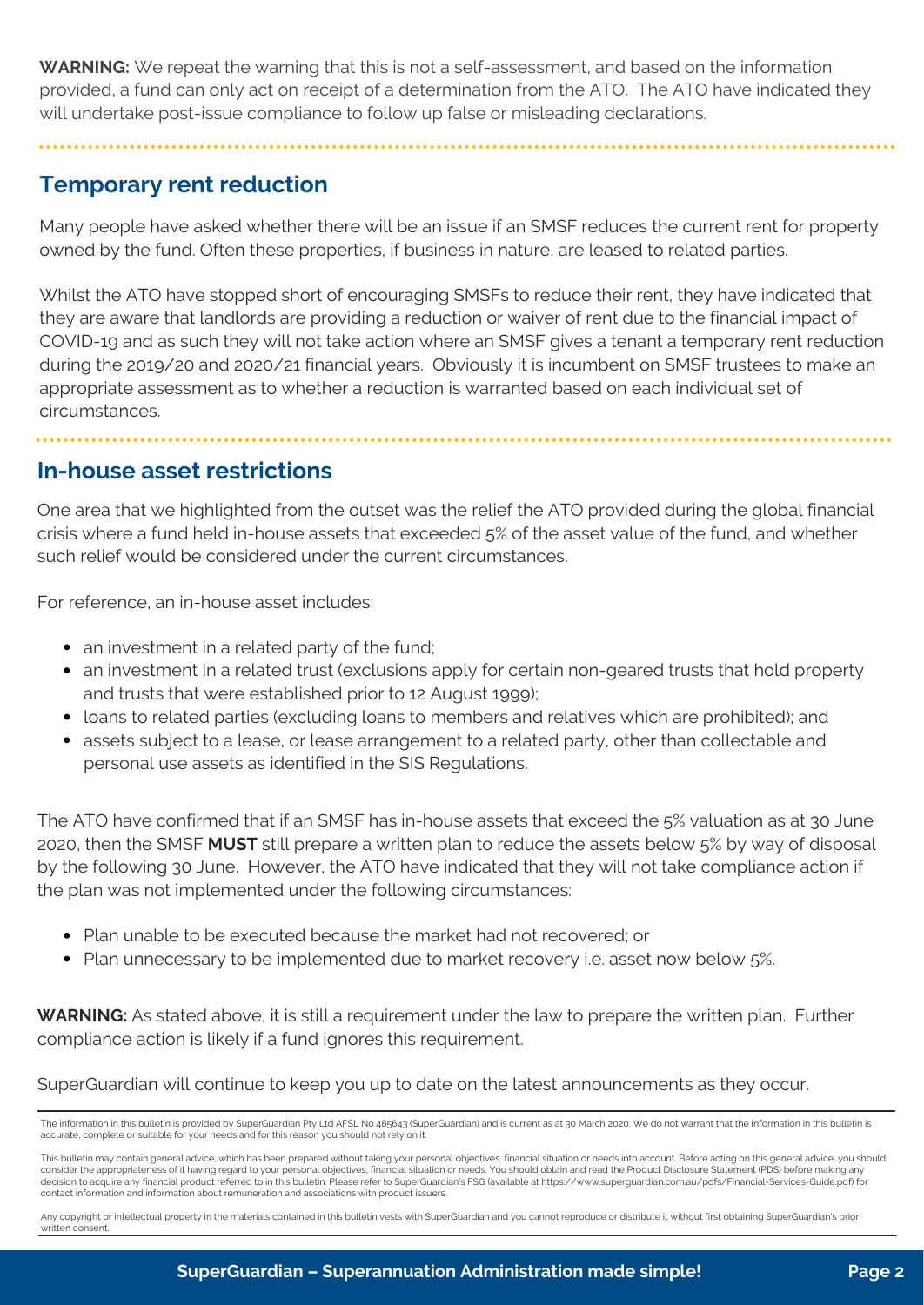**WARNING:** We repeat the warning that this is not a self-assessment, and based on the information provided, a fund can only act on receipt of a determination from the ATO. The ATO have indicated they will undertake post-issue compliance to follow up false or misleading declarations.

## Temporary rent reduction

Many people have asked whether there will be an issue if an SMSF reduces the current rent for property owned by the fund. Often these properties, if business in nature, are leased to related parties.

Whilst the ATO have stopped short of encouraging SMSFs to reduce their rent, they have indicated that they are aware that landlords are providing a reduction or waiver of rent due to the financial impact of COVID-19 and as such they will not take action where an SMSF gives a tenant a temporary rent reduction during the 2019/20 and 2020/21 financial years. Obviously it is incumbent on SMSF trustees to make an appropriate assessment as to whether a reduction is warranted based on each individual set of circumstances.

## In-house asset restrictions

One area that we highlighted from the outset was the relief the ATO provided during the global financial crisis where a fund held in-house assets that exceeded 5% of the asset value of the fund, and whether such relief would be considered under the current circumstances.

For reference, an in-house asset includes:

- an investment in a related party of the fund;
- an investment in a related trust (exclusions apply for certain non-geared trusts that hold property and trusts that were established prior to 12 August 1999);
- loans to related parties (excluding loans to members and relatives which are prohibited); and
- assets subject to a lease, or lease arrangement to a related party, other than collectable and personal use assets as identified in the SIS Regulations.

The ATO have confirmed that if an SMSF has in-house assets that exceed the 5% valuation as at 30 June 2020, then the SMSF **MUST** still prepare a written plan to reduce the assets below 5% by way of disposal by the following 30 June. However, the ATO have indicated that they will not take compliance action if the plan was not implemented under the following circumstances:

- Plan unable to be executed because the market had not recovered; or
- Plan unnecessary to be implemented due to market recovery i.e. asset now below 5%.

**WARNING:** As stated above, it is still a requirement under the law to prepare the written plan. Further compliance action is likely if a fund ignores this requirement.

SuperGuardian will continue to keep you up to date on the latest announcements as they occur.

---

The information in this bulletin is provided by SuperGuardian Pty Ltd AFSL No 485643 (SuperGuardian) and is current as at 30 March 2020. We do not warrant that the information in this bulletin is accurate, complete or suitable for your needs and for this reason you should not rely on it.

This bulletin may contain general advice, which has been prepared without taking your personal objectives, financial situation or needs into account. Before acting on this general advice, you should consider the appropriateness of it having regard to your personal objectives, financial situation or needs. You should obtain and read the Product Disclosure Statement (PDS) before making any decision to acquire any financial product referred to in this bulletin. Please refer to SuperGuardian's FSG (available at https://www.superguardian.com.au/pdfs/Financial-Services-Guide.pdf) for contact information and information about remuneration and associations with product issuers.

Any copyright or intellectual property in the materials contained in this bulletin vests with SuperGuardian and you cannot reproduce or distribute it without first obtaining SuperGuardian's prior written consent.

**SuperGuardian – Superannuation Administration made simple!**